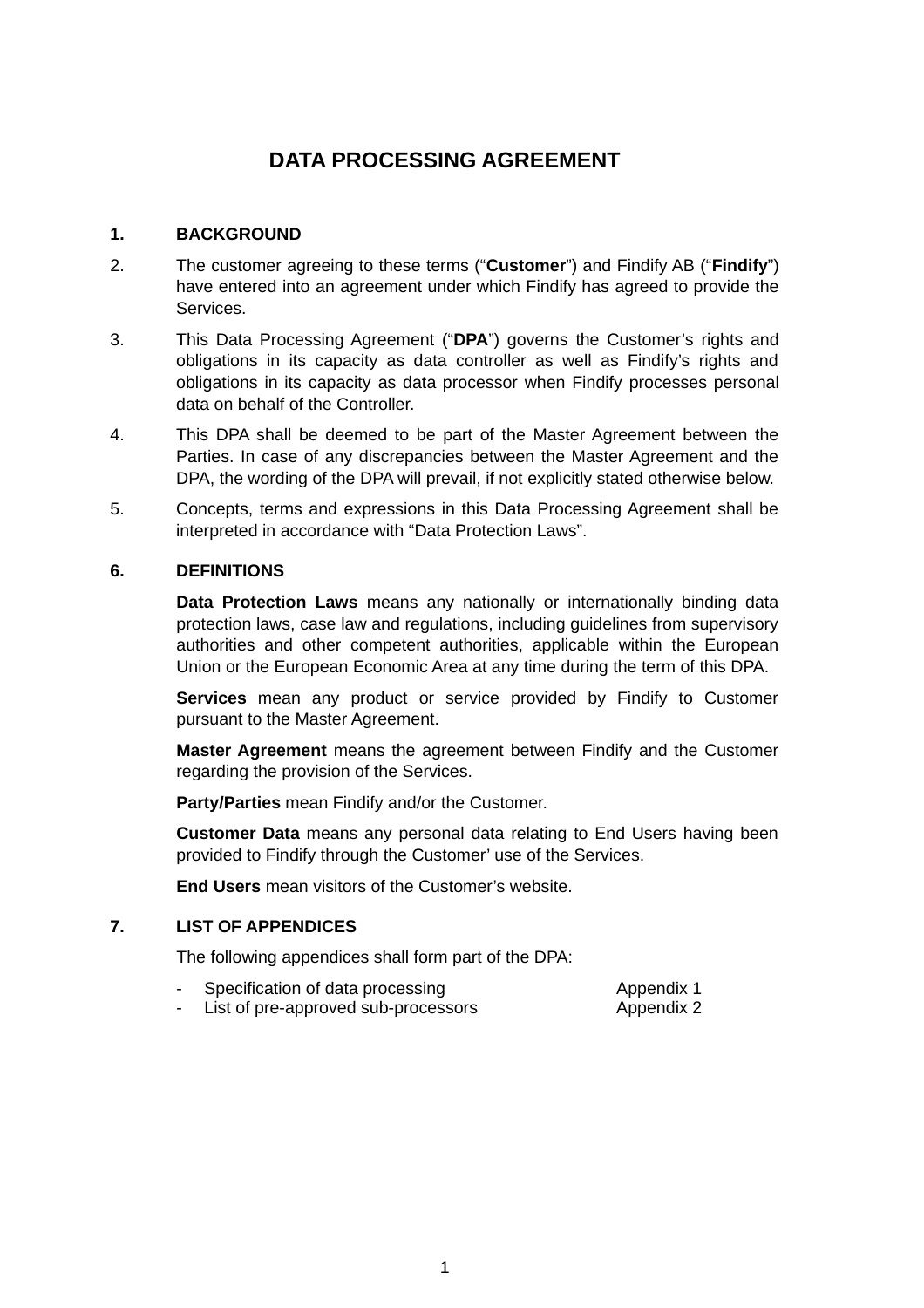# DATA PROCESSING AGREEMENT

## 1. BACKGROUND

2. The customer agreeing to these terms ("**Customer**") and Findify AB ("**Findify**") have entered into an agreement under which Findify has agreed to provide the Services.

3. This Data Processing Agreement ("**DPA**") governs the Customer's rights and obligations in its capacity as data controller as well as Findify's rights and obligations in its capacity as data processor when Findify processes personal data on behalf of the Controller.

4. This DPA shall be deemed to be part of the Master Agreement between the Parties. In case of any discrepancies between the Master Agreement and the DPA, the wording of the DPA will prevail, if not explicitly stated otherwise below.

5. Concepts, terms and expressions in this Data Processing Agreement shall be interpreted in accordance with "Data Protection Laws".

## 6. DEFINITIONS

**Data Protection Laws** means any nationally or internationally binding data protection laws, case law and regulations, including guidelines from supervisory authorities and other competent authorities, applicable within the European Union or the European Economic Area at any time during the term of this DPA.

**Services** mean any product or service provided by Findify to Customer pursuant to the Master Agreement.

**Master Agreement** means the agreement between Findify and the Customer regarding the provision of the Services.

**Party/Parties** mean Findify and/or the Customer.

**Customer Data** means any personal data relating to End Users having been provided to Findify through the Customer' use of the Services.

**End Users** mean visitors of the Customer's website.

## 7. LIST OF APPENDICES

The following appendices shall form part of the DPA:

- Specification of data processing — Appendix 1
- List of pre-approved sub-processors — Appendix 2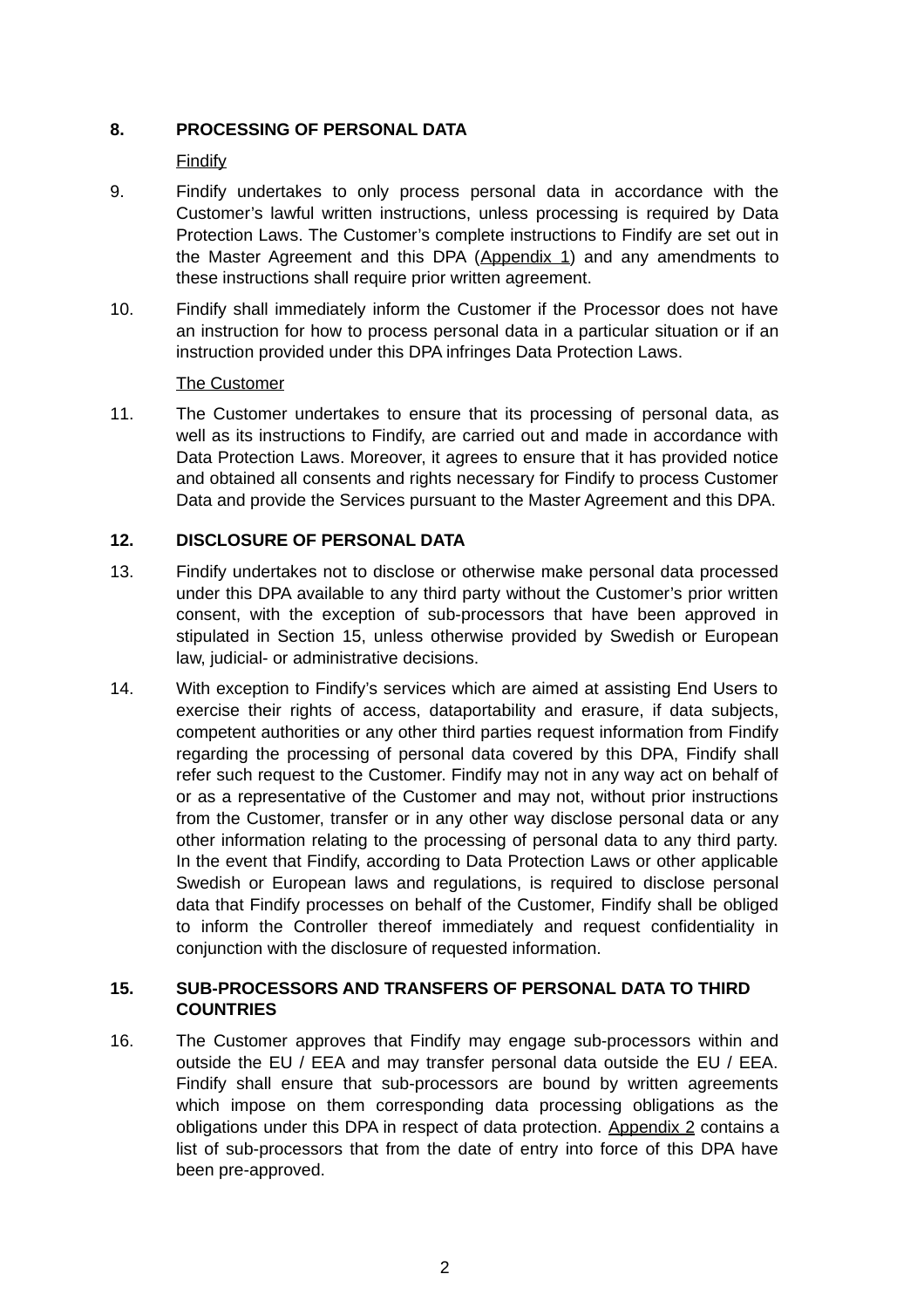**8. PROCESSING OF PERSONAL DATA**

Findify

9. Findify undertakes to only process personal data in accordance with the Customer's lawful written instructions, unless processing is required by Data Protection Laws. The Customer's complete instructions to Findify are set out in the Master Agreement and this DPA (Appendix 1) and any amendments to these instructions shall require prior written agreement.

10. Findify shall immediately inform the Customer if the Processor does not have an instruction for how to process personal data in a particular situation or if an instruction provided under this DPA infringes Data Protection Laws.

The Customer

11. The Customer undertakes to ensure that its processing of personal data, as well as its instructions to Findify, are carried out and made in accordance with Data Protection Laws. Moreover, it agrees to ensure that it has provided notice and obtained all consents and rights necessary for Findify to process Customer Data and provide the Services pursuant to the Master Agreement and this DPA.

**12. DISCLOSURE OF PERSONAL DATA**

13. Findify undertakes not to disclose or otherwise make personal data processed under this DPA available to any third party without the Customer's prior written consent, with the exception of sub-processors that have been approved in stipulated in Section 15, unless otherwise provided by Swedish or European law, judicial- or administrative decisions.

14. With exception to Findify's services which are aimed at assisting End Users to exercise their rights of access, dataportability and erasure, if data subjects, competent authorities or any other third parties request information from Findify regarding the processing of personal data covered by this DPA, Findify shall refer such request to the Customer. Findify may not in any way act on behalf of or as a representative of the Customer and may not, without prior instructions from the Customer, transfer or in any other way disclose personal data or any other information relating to the processing of personal data to any third party. In the event that Findify, according to Data Protection Laws or other applicable Swedish or European laws and regulations, is required to disclose personal data that Findify processes on behalf of the Customer, Findify shall be obliged to inform the Controller thereof immediately and request confidentiality in conjunction with the disclosure of requested information.

**15. SUB-PROCESSORS AND TRANSFERS OF PERSONAL DATA TO THIRD COUNTRIES**

16. The Customer approves that Findify may engage sub-processors within and outside the EU / EEA and may transfer personal data outside the EU / EEA. Findify shall ensure that sub-processors are bound by written agreements which impose on them corresponding data processing obligations as the obligations under this DPA in respect of data protection. Appendix 2 contains a list of sub-processors that from the date of entry into force of this DPA have been pre-approved.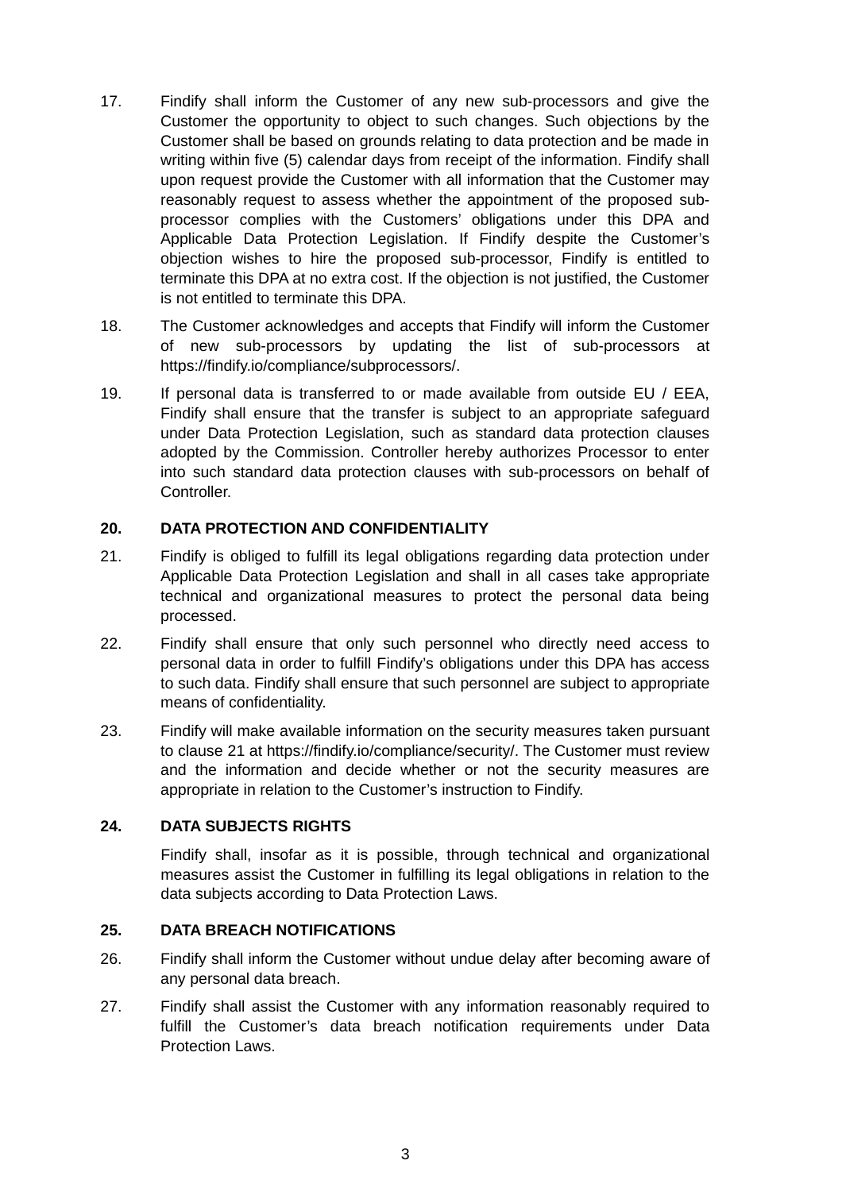17. Findify shall inform the Customer of any new sub-processors and give the Customer the opportunity to object to such changes. Such objections by the Customer shall be based on grounds relating to data protection and be made in writing within five (5) calendar days from receipt of the information. Findify shall upon request provide the Customer with all information that the Customer may reasonably request to assess whether the appointment of the proposed sub-processor complies with the Customers' obligations under this DPA and Applicable Data Protection Legislation. If Findify despite the Customer's objection wishes to hire the proposed sub-processor, Findify is entitled to terminate this DPA at no extra cost. If the objection is not justified, the Customer is not entitled to terminate this DPA.

18. The Customer acknowledges and accepts that Findify will inform the Customer of new sub-processors by updating the list of sub-processors at https://findify.io/compliance/subprocessors/.

19. If personal data is transferred to or made available from outside EU / EEA, Findify shall ensure that the transfer is subject to an appropriate safeguard under Data Protection Legislation, such as standard data protection clauses adopted by the Commission. Controller hereby authorizes Processor to enter into such standard data protection clauses with sub-processors on behalf of Controller.

**20. DATA PROTECTION AND CONFIDENTIALITY**

21. Findify is obliged to fulfill its legal obligations regarding data protection under Applicable Data Protection Legislation and shall in all cases take appropriate technical and organizational measures to protect the personal data being processed.

22. Findify shall ensure that only such personnel who directly need access to personal data in order to fulfill Findify's obligations under this DPA has access to such data. Findify shall ensure that such personnel are subject to appropriate means of confidentiality.

23. Findify will make available information on the security measures taken pursuant to clause 21 at https://findify.io/compliance/security/. The Customer must review and the information and decide whether or not the security measures are appropriate in relation to the Customer's instruction to Findify.

**24. DATA SUBJECTS RIGHTS**

Findify shall, insofar as it is possible, through technical and organizational measures assist the Customer in fulfilling its legal obligations in relation to the data subjects according to Data Protection Laws.

**25. DATA BREACH NOTIFICATIONS**

26. Findify shall inform the Customer without undue delay after becoming aware of any personal data breach.

27. Findify shall assist the Customer with any information reasonably required to fulfill the Customer's data breach notification requirements under Data Protection Laws.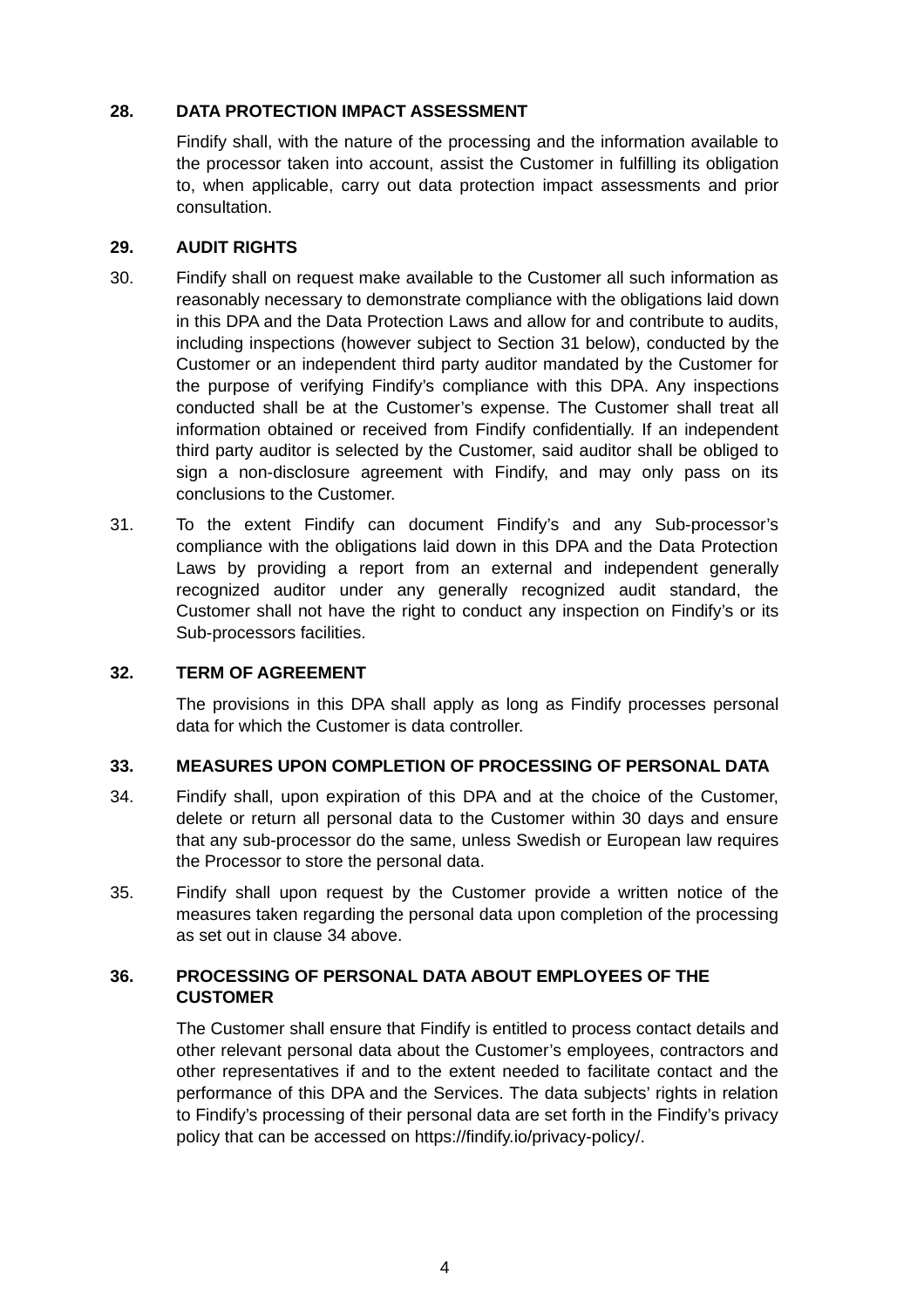## 28. DATA PROTECTION IMPACT ASSESSMENT

Findify shall, with the nature of the processing and the information available to the processor taken into account, assist the Customer in fulfilling its obligation to, when applicable, carry out data protection impact assessments and prior consultation.

## 29. AUDIT RIGHTS

30. Findify shall on request make available to the Customer all such information as reasonably necessary to demonstrate compliance with the obligations laid down in this DPA and the Data Protection Laws and allow for and contribute to audits, including inspections (however subject to Section 31 below), conducted by the Customer or an independent third party auditor mandated by the Customer for the purpose of verifying Findify's compliance with this DPA. Any inspections conducted shall be at the Customer's expense. The Customer shall treat all information obtained or received from Findify confidentially. If an independent third party auditor is selected by the Customer, said auditor shall be obliged to sign a non-disclosure agreement with Findify, and may only pass on its conclusions to the Customer.

31. To the extent Findify can document Findify's and any Sub-processor's compliance with the obligations laid down in this DPA and the Data Protection Laws by providing a report from an external and independent generally recognized auditor under any generally recognized audit standard, the Customer shall not have the right to conduct any inspection on Findify's or its Sub-processors facilities.

## 32. TERM OF AGREEMENT

The provisions in this DPA shall apply as long as Findify processes personal data for which the Customer is data controller.

## 33. MEASURES UPON COMPLETION OF PROCESSING OF PERSONAL DATA

34. Findify shall, upon expiration of this DPA and at the choice of the Customer, delete or return all personal data to the Customer within 30 days and ensure that any sub-processor do the same, unless Swedish or European law requires the Processor to store the personal data.

35. Findify shall upon request by the Customer provide a written notice of the measures taken regarding the personal data upon completion of the processing as set out in clause 34 above.

## 36. PROCESSING OF PERSONAL DATA ABOUT EMPLOYEES OF THE CUSTOMER

The Customer shall ensure that Findify is entitled to process contact details and other relevant personal data about the Customer's employees, contractors and other representatives if and to the extent needed to facilitate contact and the performance of this DPA and the Services. The data subjects' rights in relation to Findify's processing of their personal data are set forth in the Findify's privacy policy that can be accessed on https://findify.io/privacy-policy/.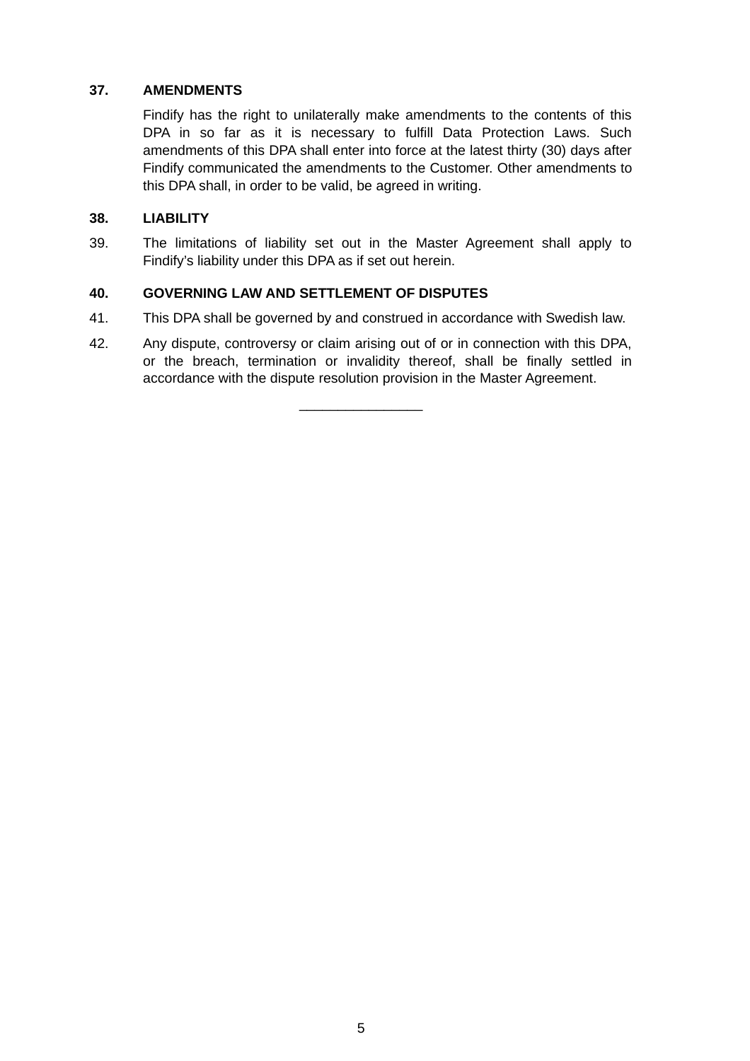**37. AMENDMENTS**

Findify has the right to unilaterally make amendments to the contents of this DPA in so far as it is necessary to fulfill Data Protection Laws. Such amendments of this DPA shall enter into force at the latest thirty (30) days after Findify communicated the amendments to the Customer. Other amendments to this DPA shall, in order to be valid, be agreed in writing.

**38. LIABILITY**

39. The limitations of liability set out in the Master Agreement shall apply to Findify's liability under this DPA as if set out herein.

**40. GOVERNING LAW AND SETTLEMENT OF DISPUTES**

41. This DPA shall be governed by and construed in accordance with Swedish law.

42. Any dispute, controversy or claim arising out of or in connection with this DPA, or the breach, termination or invalidity thereof, shall be finally settled in accordance with the dispute resolution provision in the Master Agreement.

\_\_\_\_\_\_\_\_\_\_\_\_\_\_\_\_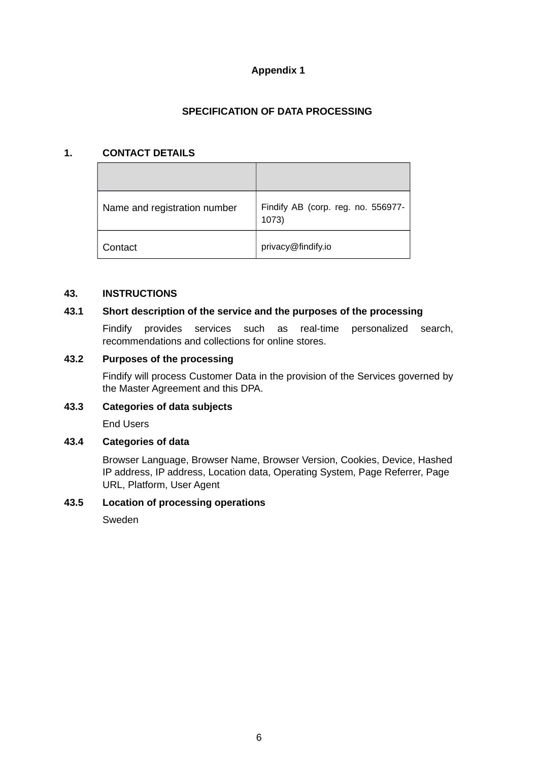**Appendix 1**

**SPECIFICATION OF DATA PROCESSING**

**1. CONTACT DETAILS**

| | |
|---|---|
| Name and registration number | Findify AB (corp. reg. no. 556977-1073) |
| Contact | privacy@findify.io |

**43. INSTRUCTIONS**

**43.1 Short description of the service and the purposes of the processing**

Findify provides services such as real-time personalized search, recommendations and collections for online stores.

**43.2 Purposes of the processing**

Findify will process Customer Data in the provision of the Services governed by the Master Agreement and this DPA.

**43.3 Categories of data subjects**

End Users

**43.4 Categories of data**

Browser Language, Browser Name, Browser Version, Cookies, Device, Hashed IP address, IP address, Location data, Operating System, Page Referrer, Page URL, Platform, User Agent

**43.5 Location of processing operations**

Sweden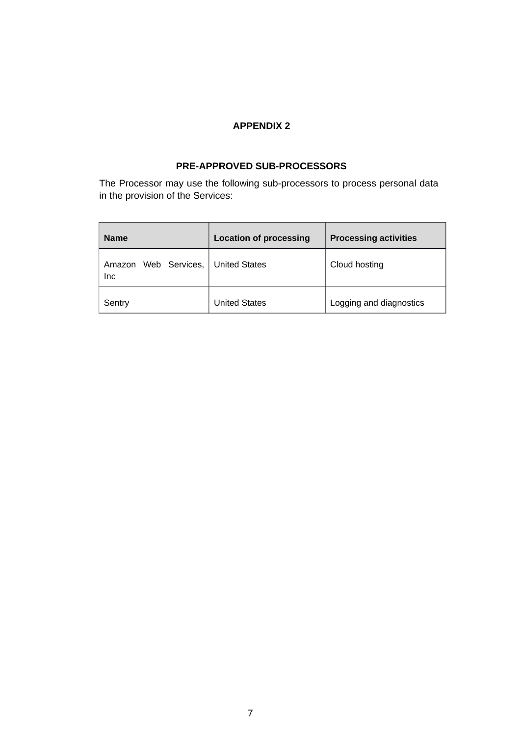## APPENDIX 2

### PRE-APPROVED SUB-PROCESSORS

The Processor may use the following sub-processors to process personal data in the provision of the Services:

| Name | Location of processing | Processing activities |
|---|---|---|
| Amazon Web Services, Inc | United States | Cloud hosting |
| Sentry | United States | Logging and diagnostics |